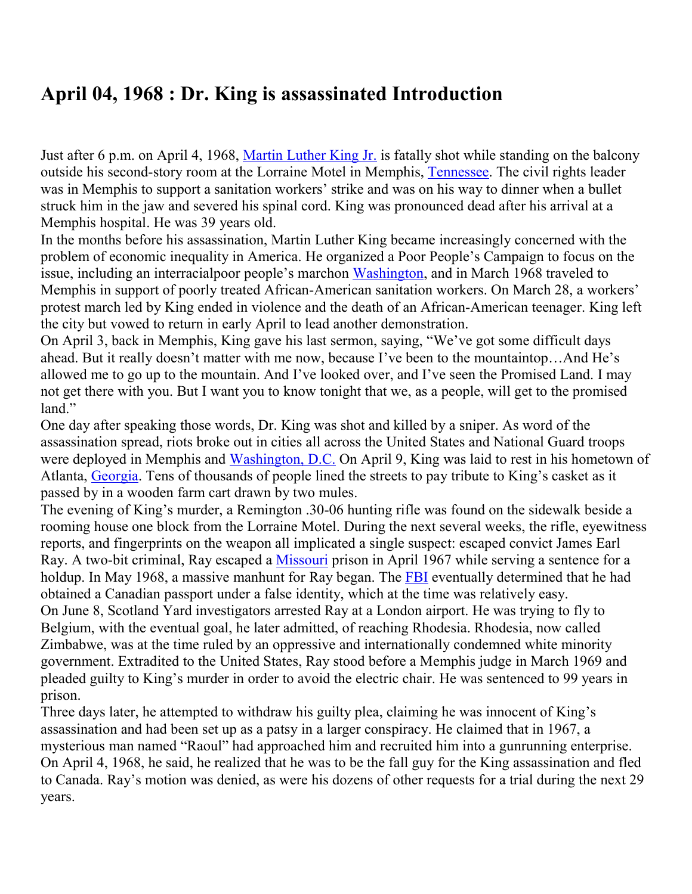# April 04, 1968 : Dr. King is assassinated Introduction

Just after 6 p.m. on April 4, 1968, Martin Luther King Jr. is fatally shot while standing on the balcony outside his second-story room at the Lorraine Motel in Memphis, Tennessee. The civil rights leader was in Memphis to support a sanitation workers' strike and was on his way to dinner when a bullet struck him in the jaw and severed his spinal cord. King was pronounced dead after his arrival at a Memphis hospital. He was 39 years old.

In the months before his assassination, Martin Luther King became increasingly concerned with the problem of economic inequality in America. He organized a Poor People's Campaign to focus on the issue, including an interracialpoor people's marchon Washington, and in March 1968 traveled to Memphis in support of poorly treated African-American sanitation workers. On March 28, a workers' protest march led by King ended in violence and the death of an African-American teenager. King left the city but vowed to return in early April to lead another demonstration.

On April 3, back in Memphis, King gave his last sermon, saying, "We've got some difficult days ahead. But it really doesn't matter with me now, because I've been to the mountaintop…And He's allowed me to go up to the mountain. And I've looked over, and I've seen the Promised Land. I may not get there with you. But I want you to know tonight that we, as a people, will get to the promised land."

One day after speaking those words, Dr. King was shot and killed by a sniper. As word of the assassination spread, riots broke out in cities all across the United States and National Guard troops were deployed in Memphis and Washington, D.C. On April 9, King was laid to rest in his hometown of Atlanta, Georgia. Tens of thousands of people lined the streets to pay tribute to King's casket as it passed by in a wooden farm cart drawn by two mules.

The evening of King's murder, a Remington .30-06 hunting rifle was found on the sidewalk beside a rooming house one block from the Lorraine Motel. During the next several weeks, the rifle, eyewitness reports, and fingerprints on the weapon all implicated a single suspect: escaped convict James Earl Ray. A two-bit criminal, Ray escaped a Missouri prison in April 1967 while serving a sentence for a holdup. In May 1968, a massive manhunt for Ray began. The FBI eventually determined that he had obtained a Canadian passport under a false identity, which at the time was relatively easy.

On June 8, Scotland Yard investigators arrested Ray at a London airport. He was trying to fly to Belgium, with the eventual goal, he later admitted, of reaching Rhodesia. Rhodesia, now called Zimbabwe, was at the time ruled by an oppressive and internationally condemned white minority government. Extradited to the United States, Ray stood before a Memphis judge in March 1969 and pleaded guilty to King's murder in order to avoid the electric chair. He was sentenced to 99 years in prison.

Three days later, he attempted to withdraw his guilty plea, claiming he was innocent of King's assassination and had been set up as a patsy in a larger conspiracy. He claimed that in 1967, a mysterious man named "Raoul" had approached him and recruited him into a gunrunning enterprise. On April 4, 1968, he said, he realized that he was to be the fall guy for the King assassination and fled to Canada. Ray's motion was denied, as were his dozens of other requests for a trial during the next 29 years.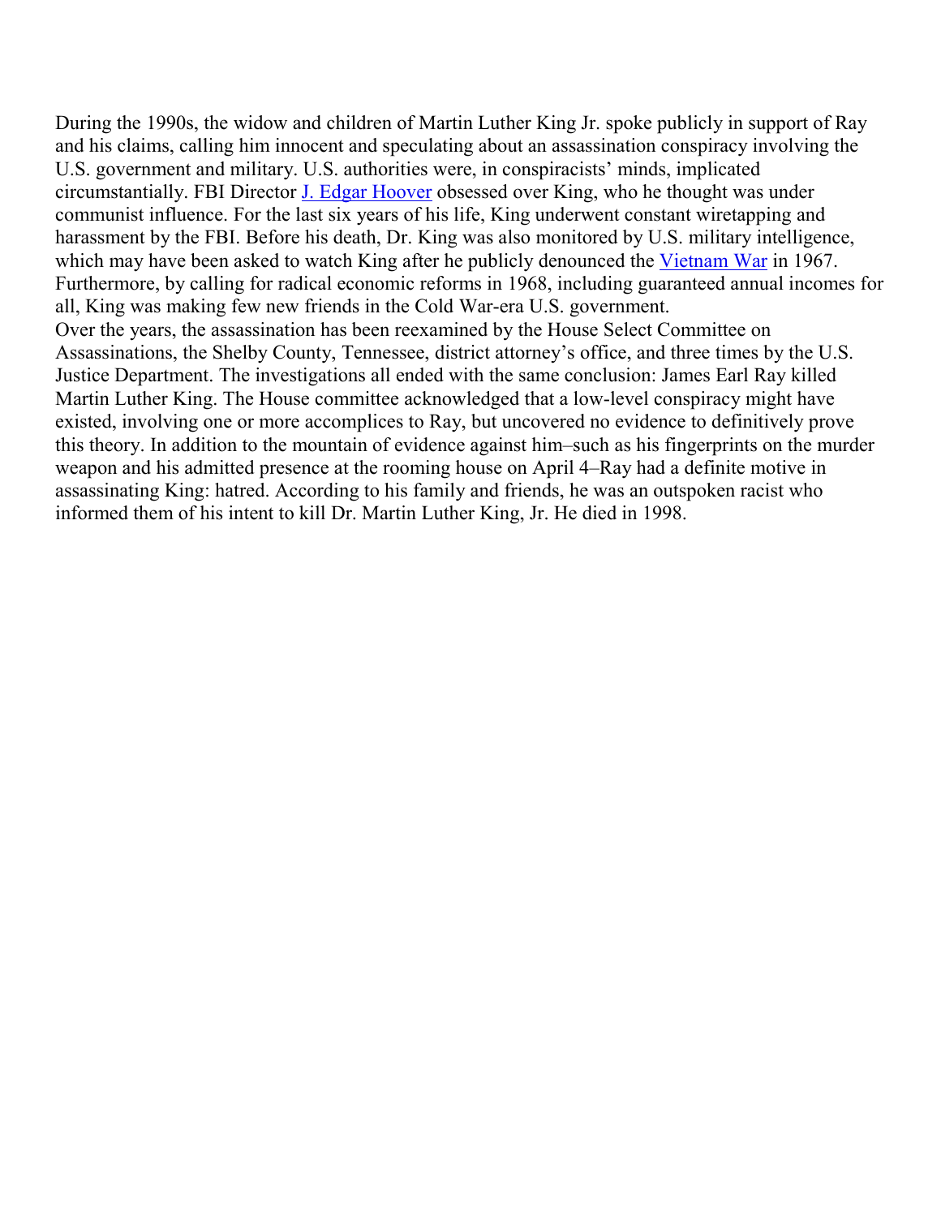During the 1990s, the widow and children of Martin Luther King Jr. spoke publicly in support of Ray and his claims, calling him innocent and speculating about an assassination conspiracy involving the U.S. government and military. U.S. authorities were, in conspiracists' minds, implicated circumstantially. FBI Director J. Edgar Hoover obsessed over King, who he thought was under communist influence. For the last six years of his life, King underwent constant wiretapping and harassment by the FBI. Before his death, Dr. King was also monitored by U.S. military intelligence, which may have been asked to watch King after he publicly denounced the Vietnam War in 1967. Furthermore, by calling for radical economic reforms in 1968, including guaranteed annual incomes for all, King was making few new friends in the Cold War-era U.S. government.

Over the years, the assassination has been reexamined by the House Select Committee on Assassinations, the Shelby County, Tennessee, district attorney's office, and three times by the U.S. Justice Department. The investigations all ended with the same conclusion: James Earl Ray killed Martin Luther King. The House committee acknowledged that a low-level conspiracy might have existed, involving one or more accomplices to Ray, but uncovered no evidence to definitively prove this theory. In addition to the mountain of evidence against him–such as his fingerprints on the murder weapon and his admitted presence at the rooming house on April 4–Ray had a definite motive in assassinating King: hatred. According to his family and friends, he was an outspoken racist who informed them of his intent to kill Dr. Martin Luther King, Jr. He died in 1998.